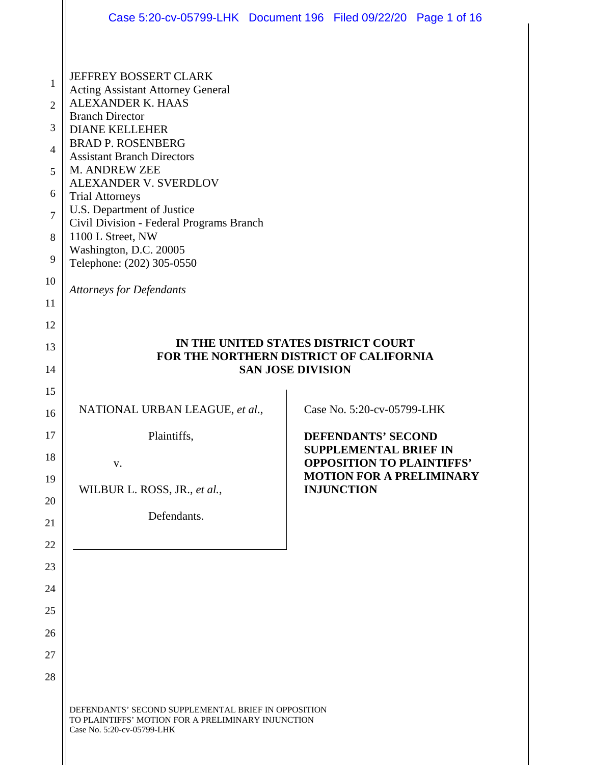JEFFREY BOSSERT CLARK
Acting Assistant Attorney General
ALEXANDER K. HAAS
Branch Director
DIANE KELLEHER
BRAD P. ROSENBERG
Assistant Branch Directors
M. ANDREW ZEE
ALEXANDER V. SVERDLOV
Trial Attorneys
U.S. Department of Justice
Civil Division - Federal Programs Branch
1100 L Street, NW
Washington, D.C. 20005
Telephone: (202) 305-0550

*Attorneys for Defendants*

**IN THE UNITED STATES DISTRICT COURT**
**FOR THE NORTHERN DISTRICT OF CALIFORNIA**
**SAN JOSE DIVISION**

NATIONAL URBAN LEAGUE, *et al.*,

Plaintiffs,

v.

WILBUR L. ROSS, JR., *et al.*,

Defendants.

Case No. 5:20-cv-05799-LHK

**DEFENDANTS' SECOND SUPPLEMENTAL BRIEF IN OPPOSITION TO PLAINTIFFS' MOTION FOR A PRELIMINARY INJUNCTION**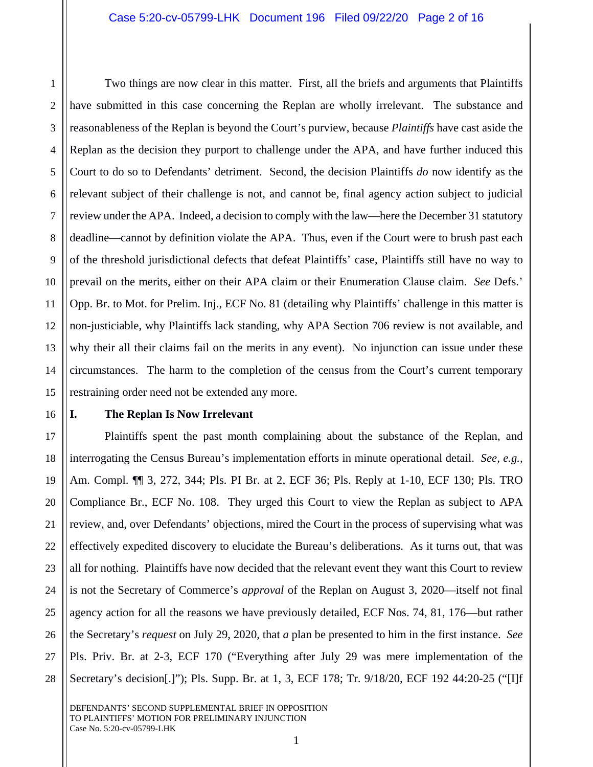Two things are now clear in this matter. First, all the briefs and arguments that Plaintiffs have submitted in this case concerning the Replan are wholly irrelevant. The substance and reasonableness of the Replan is beyond the Court's purview, because *Plaintiffs* have cast aside the Replan as the decision they purport to challenge under the APA, and have further induced this Court to do so to Defendants' detriment. Second, the decision Plaintiffs *do* now identify as the relevant subject of their challenge is not, and cannot be, final agency action subject to judicial review under the APA. Indeed, a decision to comply with the law—here the December 31 statutory deadline—cannot by definition violate the APA. Thus, even if the Court were to brush past each of the threshold jurisdictional defects that defeat Plaintiffs' case, Plaintiffs still have no way to prevail on the merits, either on their APA claim or their Enumeration Clause claim. *See* Defs.' Opp. Br. to Mot. for Prelim. Inj., ECF No. 81 (detailing why Plaintiffs' challenge in this matter is non-justiciable, why Plaintiffs lack standing, why APA Section 706 review is not available, and why their all their claims fail on the merits in any event). No injunction can issue under these circumstances. The harm to the completion of the census from the Court's current temporary restraining order need not be extended any more.

## I. The Replan Is Now Irrelevant

Plaintiffs spent the past month complaining about the substance of the Replan, and interrogating the Census Bureau's implementation efforts in minute operational detail. *See, e.g.*, Am. Compl. ¶¶ 3, 272, 344; Pls. PI Br. at 2, ECF 36; Pls. Reply at 1-10, ECF 130; Pls. TRO Compliance Br., ECF No. 108. They urged this Court to view the Replan as subject to APA review, and, over Defendants' objections, mired the Court in the process of supervising what was effectively expedited discovery to elucidate the Bureau's deliberations. As it turns out, that was all for nothing. Plaintiffs have now decided that the relevant event they want this Court to review is not the Secretary of Commerce's *approval* of the Replan on August 3, 2020—itself not final agency action for all the reasons we have previously detailed, ECF Nos. 74, 81, 176—but rather the Secretary's *request* on July 29, 2020, that *a* plan be presented to him in the first instance. *See* Pls. Priv. Br. at 2-3, ECF 170 ("Everything after July 29 was mere implementation of the Secretary's decision[.]"); Pls. Supp. Br. at 1, 3, ECF 178; Tr. 9/18/20, ECF 192 44:20-25 ("[I]f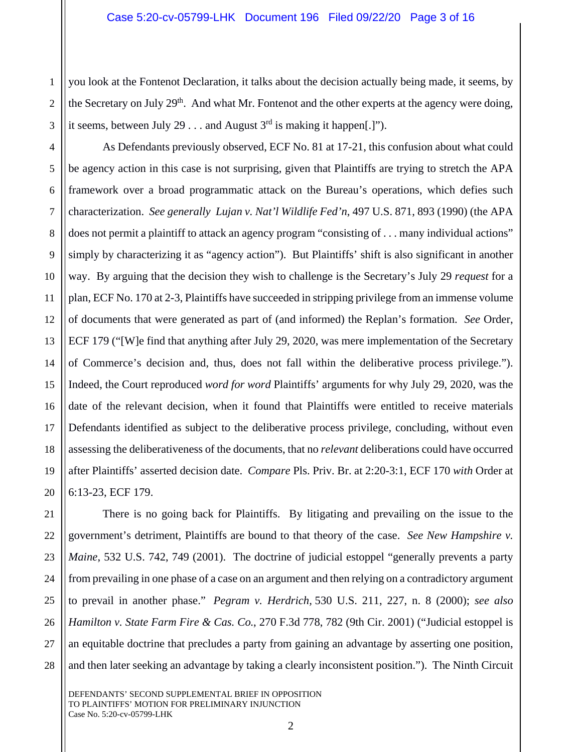you look at the Fontenot Declaration, it talks about the decision actually being made, it seems, by the Secretary on July 29th. And what Mr. Fontenot and the other experts at the agency were doing, it seems, between July 29 . . . and August 3rd is making it happen[.]").

As Defendants previously observed, ECF No. 81 at 17-21, this confusion about what could be agency action in this case is not surprising, given that Plaintiffs are trying to stretch the APA framework over a broad programmatic attack on the Bureau's operations, which defies such characterization. *See generally Lujan v. Nat'l Wildlife Fed'n*, 497 U.S. 871, 893 (1990) (the APA does not permit a plaintiff to attack an agency program "consisting of . . . many individual actions" simply by characterizing it as "agency action"). But Plaintiffs' shift is also significant in another way. By arguing that the decision they wish to challenge is the Secretary's July 29 *request* for a plan, ECF No. 170 at 2-3, Plaintiffs have succeeded in stripping privilege from an immense volume of documents that were generated as part of (and informed) the Replan's formation. *See* Order, ECF 179 ("[W]e find that anything after July 29, 2020, was mere implementation of the Secretary of Commerce's decision and, thus, does not fall within the deliberative process privilege."). Indeed, the Court reproduced *word for word* Plaintiffs' arguments for why July 29, 2020, was the date of the relevant decision, when it found that Plaintiffs were entitled to receive materials Defendants identified as subject to the deliberative process privilege, concluding, without even assessing the deliberativeness of the documents, that no *relevant* deliberations could have occurred after Plaintiffs' asserted decision date. *Compare* Pls. Priv. Br. at 2:20-3:1, ECF 170 *with* Order at 6:13-23, ECF 179.

There is no going back for Plaintiffs. By litigating and prevailing on the issue to the government's detriment, Plaintiffs are bound to that theory of the case. *See New Hampshire v. Maine*, 532 U.S. 742, 749 (2001). The doctrine of judicial estoppel "generally prevents a party from prevailing in one phase of a case on an argument and then relying on a contradictory argument to prevail in another phase." *Pegram v. Herdrich,* 530 U.S. 211, 227, n. 8 (2000); *see also Hamilton v. State Farm Fire & Cas. Co.*, 270 F.3d 778, 782 (9th Cir. 2001) ("Judicial estoppel is an equitable doctrine that precludes a party from gaining an advantage by asserting one position, and then later seeking an advantage by taking a clearly inconsistent position."). The Ninth Circuit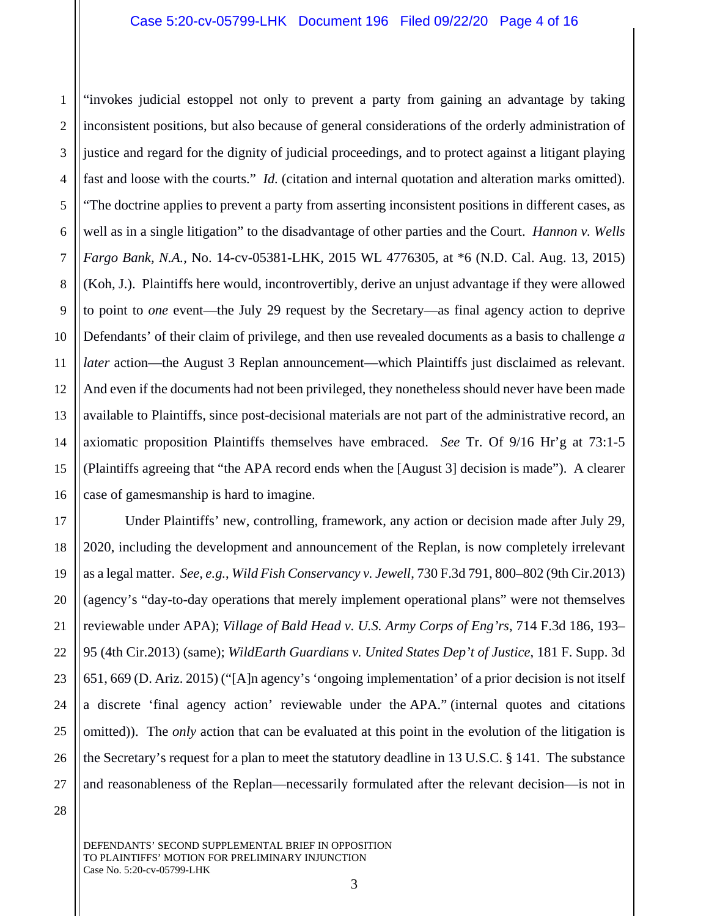"invokes judicial estoppel not only to prevent a party from gaining an advantage by taking inconsistent positions, but also because of general considerations of the orderly administration of justice and regard for the dignity of judicial proceedings, and to protect against a litigant playing fast and loose with the courts." *Id.* (citation and internal quotation and alteration marks omitted). "The doctrine applies to prevent a party from asserting inconsistent positions in different cases, as well as in a single litigation" to the disadvantage of other parties and the Court. *Hannon v. Wells Fargo Bank, N.A.*, No. 14-cv-05381-LHK, 2015 WL 4776305, at *6 (N.D. Cal. Aug. 13, 2015) (Koh, J.). Plaintiffs here would, incontrovertibly, derive an unjust advantage if they were allowed to point to *one* event—the July 29 request by the Secretary—as final agency action to deprive Defendants' of their claim of privilege, and then use revealed documents as a basis to challenge *a later* action—the August 3 Replan announcement—which Plaintiffs just disclaimed as relevant. And even if the documents had not been privileged, they nonetheless should never have been made available to Plaintiffs, since post-decisional materials are not part of the administrative record, an axiomatic proposition Plaintiffs themselves have embraced. *See* Tr. Of 9/16 Hr'g at 73:1-5 (Plaintiffs agreeing that "the APA record ends when the [August 3] decision is made"). A clearer case of gamesmanship is hard to imagine.

Under Plaintiffs' new, controlling, framework, any action or decision made after July 29, 2020, including the development and announcement of the Replan, is now completely irrelevant as a legal matter. *See, e.g.*, *Wild Fish Conservancy v. Jewell*, 730 F.3d 791, 800–802 (9th Cir.2013) (agency's "day-to-day operations that merely implement operational plans" were not themselves reviewable under APA); *Village of Bald Head v. U.S. Army Corps of Eng'rs*, 714 F.3d 186, 193–95 (4th Cir.2013) (same); *WildEarth Guardians v. United States Dep't of Justice*, 181 F. Supp. 3d 651, 669 (D. Ariz. 2015) ("[A]n agency's 'ongoing implementation' of a prior decision is not itself a discrete 'final agency action' reviewable under the APA." (internal quotes and citations omitted)). The *only* action that can be evaluated at this point in the evolution of the litigation is the Secretary's request for a plan to meet the statutory deadline in 13 U.S.C. § 141. The substance and reasonableness of the Replan—necessarily formulated after the relevant decision—is not in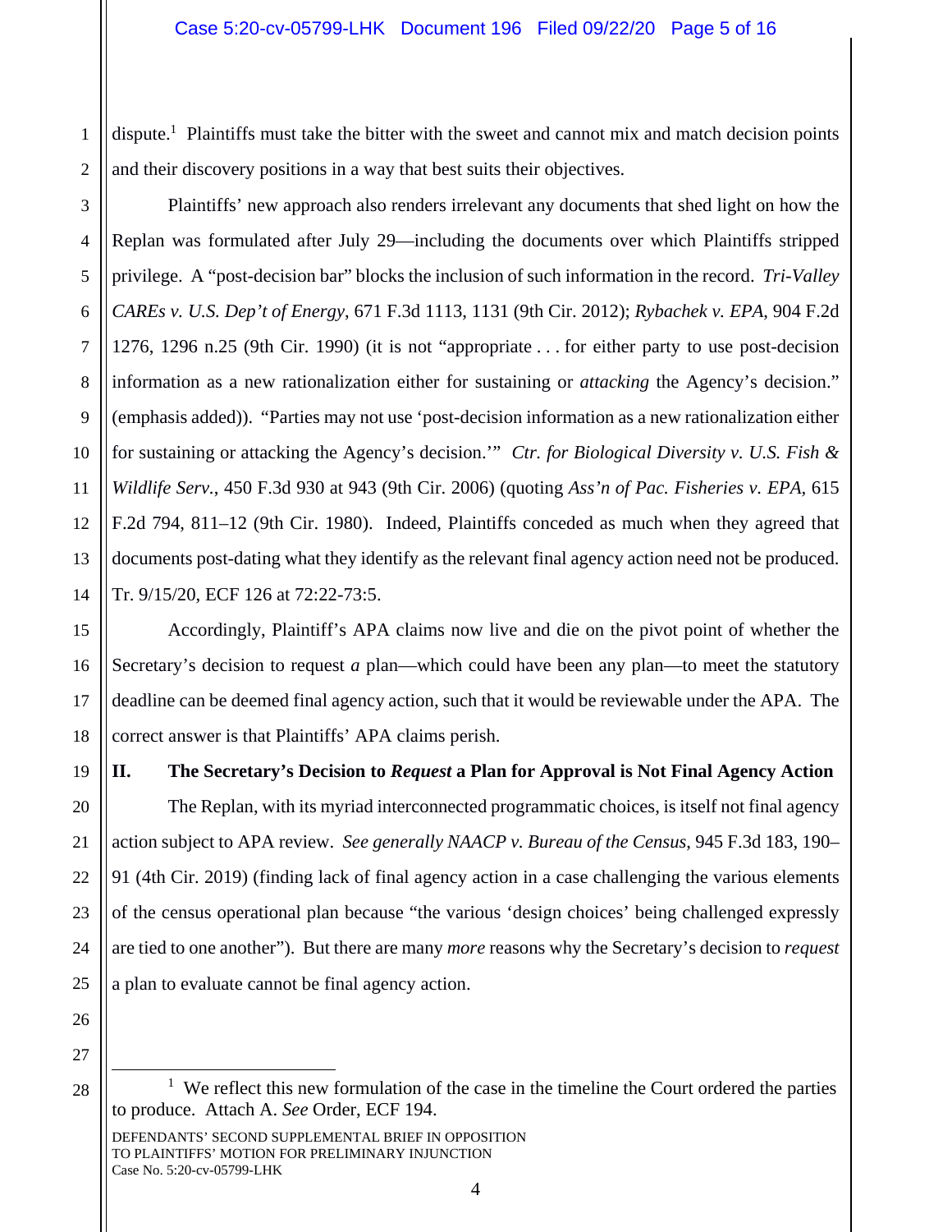dispute.[1] Plaintiffs must take the bitter with the sweet and cannot mix and match decision points and their discovery positions in a way that best suits their objectives.

Plaintiffs' new approach also renders irrelevant any documents that shed light on how the Replan was formulated after July 29—including the documents over which Plaintiffs stripped privilege. A "post-decision bar" blocks the inclusion of such information in the record. *Tri-Valley CAREs v. U.S. Dep't of Energy*, 671 F.3d 1113, 1131 (9th Cir. 2012); *Rybachek v. EPA*, 904 F.2d 1276, 1296 n.25 (9th Cir. 1990) (it is not "appropriate . . . for either party to use post-decision information as a new rationalization either for sustaining or *attacking* the Agency's decision." (emphasis added)). "Parties may not use 'post-decision information as a new rationalization either for sustaining or attacking the Agency's decision.'" *Ctr. for Biological Diversity v. U.S. Fish & Wildlife Serv.*, 450 F.3d 930 at 943 (9th Cir. 2006) (quoting *Ass'n of Pac. Fisheries v. EPA*, 615 F.2d 794, 811–12 (9th Cir. 1980). Indeed, Plaintiffs conceded as much when they agreed that documents post-dating what they identify as the relevant final agency action need not be produced. Tr. 9/15/20, ECF 126 at 72:22-73:5.

Accordingly, Plaintiff's APA claims now live and die on the pivot point of whether the Secretary's decision to request *a* plan—which could have been any plan—to meet the statutory deadline can be deemed final agency action, such that it would be reviewable under the APA. The correct answer is that Plaintiffs' APA claims perish.

## II. The Secretary's Decision to *Request* a Plan for Approval is Not Final Agency Action

The Replan, with its myriad interconnected programmatic choices, is itself not final agency action subject to APA review. *See generally NAACP v. Bureau of the Census*, 945 F.3d 183, 190–91 (4th Cir. 2019) (finding lack of final agency action in a case challenging the various elements of the census operational plan because "the various 'design choices' being challenged expressly are tied to one another"). But there are many *more* reasons why the Secretary's decision to *request* a plan to evaluate cannot be final agency action.

---

[1] We reflect this new formulation of the case in the timeline the Court ordered the parties to produce. Attach A. *See* Order, ECF 194.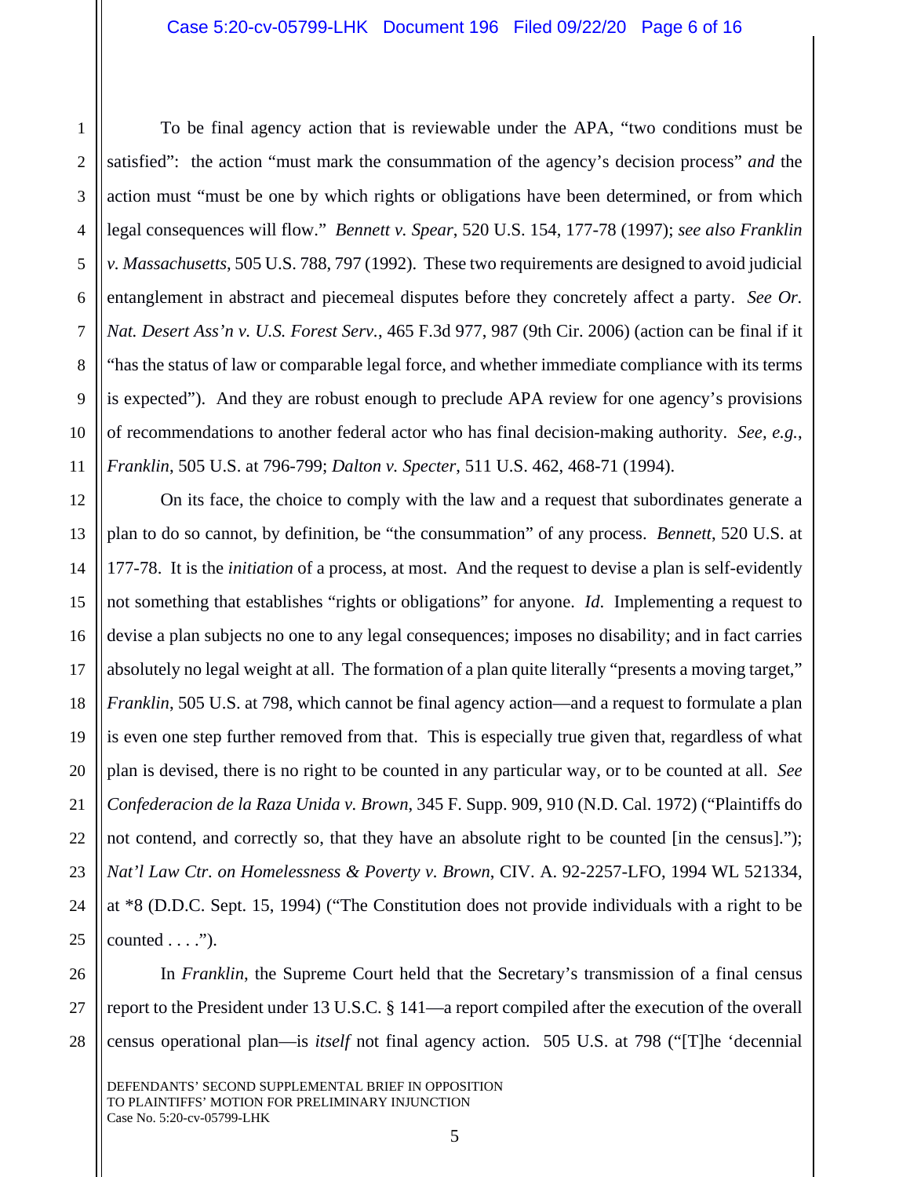To be final agency action that is reviewable under the APA, "two conditions must be satisfied": the action "must mark the consummation of the agency's decision process" *and* the action must "must be one by which rights or obligations have been determined, or from which legal consequences will flow." *Bennett v. Spear*, 520 U.S. 154, 177-78 (1997); *see also Franklin v. Massachusetts*, 505 U.S. 788, 797 (1992). These two requirements are designed to avoid judicial entanglement in abstract and piecemeal disputes before they concretely affect a party. *See Or. Nat. Desert Ass'n v. U.S. Forest Serv.*, 465 F.3d 977, 987 (9th Cir. 2006) (action can be final if it "has the status of law or comparable legal force, and whether immediate compliance with its terms is expected"). And they are robust enough to preclude APA review for one agency's provisions of recommendations to another federal actor who has final decision-making authority. *See, e.g.*, *Franklin*, 505 U.S. at 796-799; *Dalton v. Specter*, 511 U.S. 462, 468-71 (1994).

On its face, the choice to comply with the law and a request that subordinates generate a plan to do so cannot, by definition, be "the consummation" of any process. *Bennett*, 520 U.S. at 177-78. It is the *initiation* of a process, at most. And the request to devise a plan is self-evidently not something that establishes "rights or obligations" for anyone. *Id*. Implementing a request to devise a plan subjects no one to any legal consequences; imposes no disability; and in fact carries absolutely no legal weight at all. The formation of a plan quite literally "presents a moving target," *Franklin*, 505 U.S. at 798, which cannot be final agency action—and a request to formulate a plan is even one step further removed from that. This is especially true given that, regardless of what plan is devised, there is no right to be counted in any particular way, or to be counted at all. *See Confederacion de la Raza Unida v. Brown*, 345 F. Supp. 909, 910 (N.D. Cal. 1972) ("Plaintiffs do not contend, and correctly so, that they have an absolute right to be counted [in the census]."); *Nat'l Law Ctr. on Homelessness & Poverty v. Brown*, CIV. A. 92-2257-LFO, 1994 WL 521334, at *8 (D.D.C. Sept. 15, 1994) ("The Constitution does not provide individuals with a right to be counted . . . .").

In *Franklin*, the Supreme Court held that the Secretary's transmission of a final census report to the President under 13 U.S.C. § 141—a report compiled after the execution of the overall census operational plan—is *itself* not final agency action. 505 U.S. at 798 ("[T]he 'decennial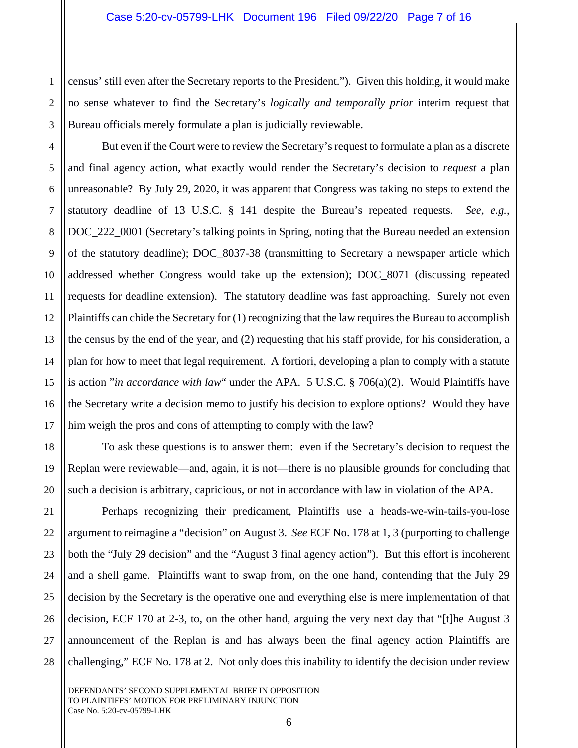census' still even after the Secretary reports to the President."). Given this holding, it would make no sense whatever to find the Secretary's *logically and temporally prior* interim request that Bureau officials merely formulate a plan is judicially reviewable.

But even if the Court were to review the Secretary's request to formulate a plan as a discrete and final agency action, what exactly would render the Secretary's decision to *request* a plan unreasonable? By July 29, 2020, it was apparent that Congress was taking no steps to extend the statutory deadline of 13 U.S.C. § 141 despite the Bureau's repeated requests. *See, e.g.*, DOC_222_0001 (Secretary's talking points in Spring, noting that the Bureau needed an extension of the statutory deadline); DOC_8037-38 (transmitting to Secretary a newspaper article which addressed whether Congress would take up the extension); DOC_8071 (discussing repeated requests for deadline extension). The statutory deadline was fast approaching. Surely not even Plaintiffs can chide the Secretary for (1) recognizing that the law requires the Bureau to accomplish the census by the end of the year, and (2) requesting that his staff provide, for his consideration, a plan for how to meet that legal requirement. A fortiori, developing a plan to comply with a statute is action "*in accordance with law*" under the APA. 5 U.S.C. § 706(a)(2). Would Plaintiffs have the Secretary write a decision memo to justify his decision to explore options? Would they have him weigh the pros and cons of attempting to comply with the law?

To ask these questions is to answer them: even if the Secretary's decision to request the Replan were reviewable—and, again, it is not—there is no plausible grounds for concluding that such a decision is arbitrary, capricious, or not in accordance with law in violation of the APA.

Perhaps recognizing their predicament, Plaintiffs use a heads-we-win-tails-you-lose argument to reimagine a "decision" on August 3. *See* ECF No. 178 at 1, 3 (purporting to challenge both the "July 29 decision" and the "August 3 final agency action"). But this effort is incoherent and a shell game. Plaintiffs want to swap from, on the one hand, contending that the July 29 decision by the Secretary is the operative one and everything else is mere implementation of that decision, ECF 170 at 2-3, to, on the other hand, arguing the very next day that "[t]he August 3 announcement of the Replan is and has always been the final agency action Plaintiffs are challenging," ECF No. 178 at 2. Not only does this inability to identify the decision under review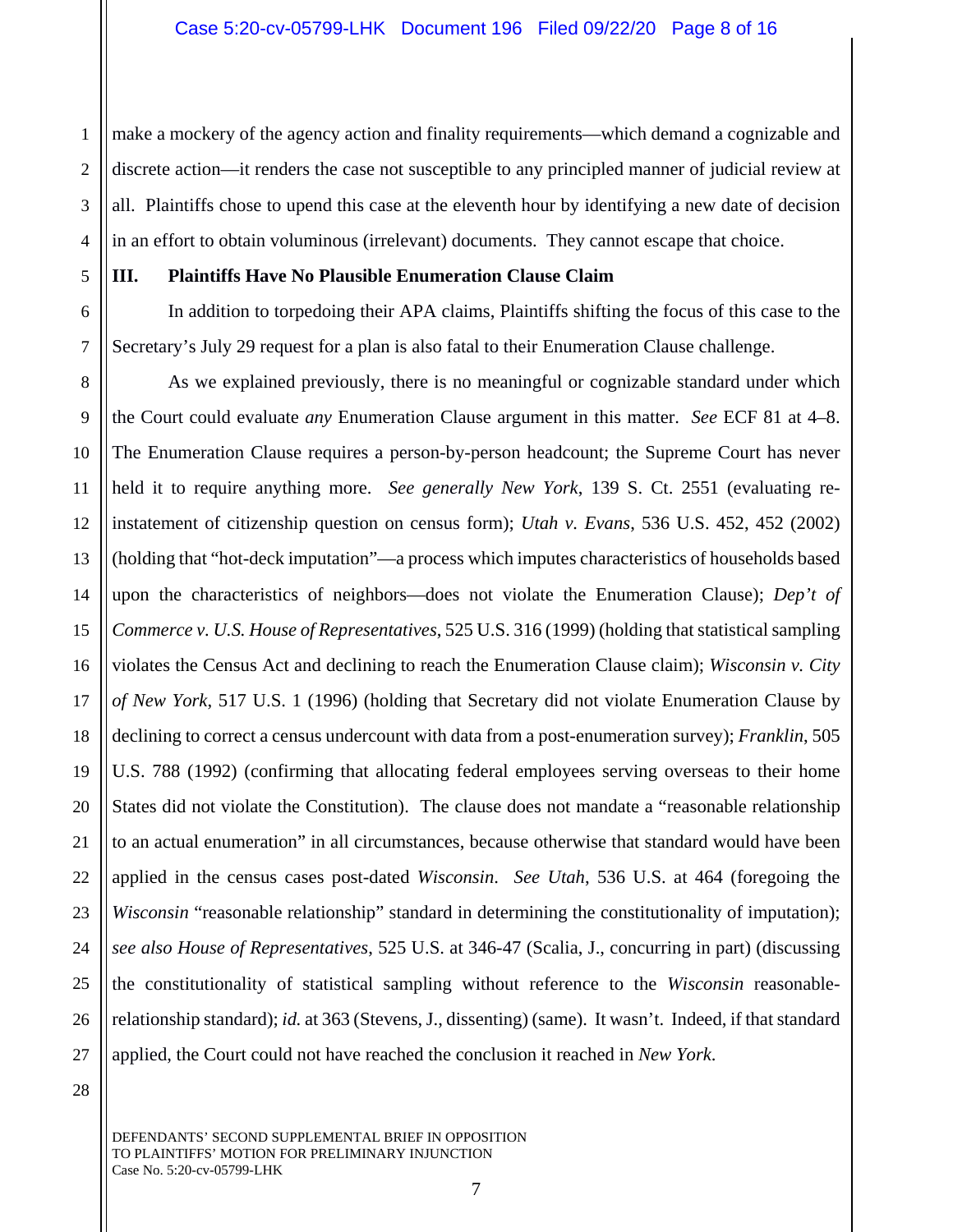make a mockery of the agency action and finality requirements—which demand a cognizable and discrete action—it renders the case not susceptible to any principled manner of judicial review at all. Plaintiffs chose to upend this case at the eleventh hour by identifying a new date of decision in an effort to obtain voluminous (irrelevant) documents. They cannot escape that choice.

### III. Plaintiffs Have No Plausible Enumeration Clause Claim

In addition to torpedoing their APA claims, Plaintiffs shifting the focus of this case to the Secretary's July 29 request for a plan is also fatal to their Enumeration Clause challenge.

As we explained previously, there is no meaningful or cognizable standard under which the Court could evaluate *any* Enumeration Clause argument in this matter. *See* ECF 81 at 4–8. The Enumeration Clause requires a person-by-person headcount; the Supreme Court has never held it to require anything more. *See generally New York*, 139 S. Ct. 2551 (evaluating re-instatement of citizenship question on census form); *Utah v. Evans*, 536 U.S. 452, 452 (2002) (holding that "hot-deck imputation"—a process which imputes characteristics of households based upon the characteristics of neighbors—does not violate the Enumeration Clause); *Dep't of Commerce v. U.S. House of Representatives*, 525 U.S. 316 (1999) (holding that statistical sampling violates the Census Act and declining to reach the Enumeration Clause claim); *Wisconsin v. City of New York*, 517 U.S. 1 (1996) (holding that Secretary did not violate Enumeration Clause by declining to correct a census undercount with data from a post-enumeration survey); *Franklin*, 505 U.S. 788 (1992) (confirming that allocating federal employees serving overseas to their home States did not violate the Constitution). The clause does not mandate a "reasonable relationship to an actual enumeration" in all circumstances, because otherwise that standard would have been applied in the census cases post-dated *Wisconsin*. *See Utah*, 536 U.S. at 464 (foregoing the *Wisconsin* "reasonable relationship" standard in determining the constitutionality of imputation); *see also House of Representatives*, 525 U.S. at 346-47 (Scalia, J., concurring in part) (discussing the constitutionality of statistical sampling without reference to the *Wisconsin* reasonable-relationship standard); *id.* at 363 (Stevens, J., dissenting) (same). It wasn't. Indeed, if that standard applied, the Court could not have reached the conclusion it reached in *New York*.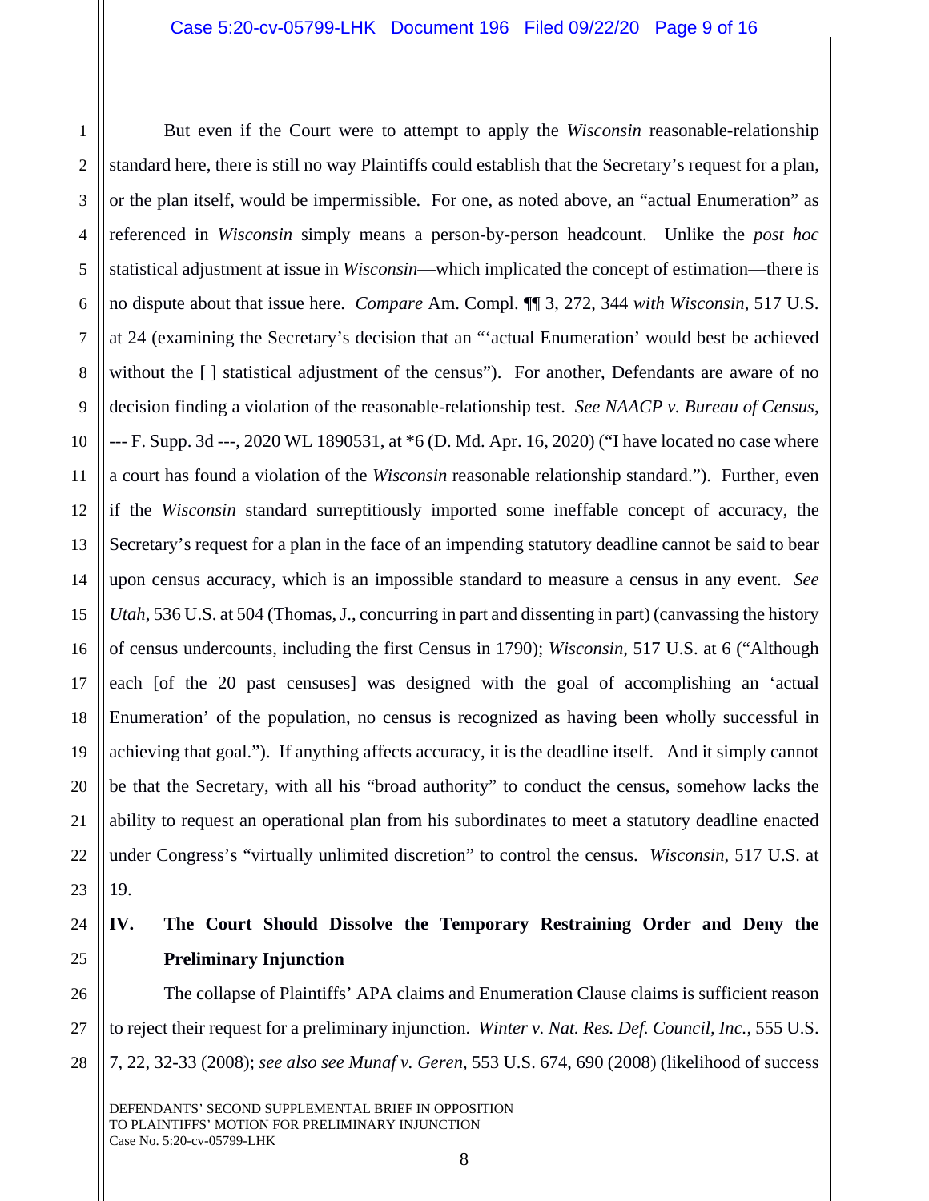But even if the Court were to attempt to apply the *Wisconsin* reasonable-relationship standard here, there is still no way Plaintiffs could establish that the Secretary's request for a plan, or the plan itself, would be impermissible. For one, as noted above, an "actual Enumeration" as referenced in *Wisconsin* simply means a person-by-person headcount. Unlike the *post hoc* statistical adjustment at issue in *Wisconsin*—which implicated the concept of estimation—there is no dispute about that issue here. *Compare* Am. Compl. ¶¶ 3, 272, 344 *with Wisconsin*, 517 U.S. at 24 (examining the Secretary's decision that an "'actual Enumeration' would best be achieved without the [ ] statistical adjustment of the census"). For another, Defendants are aware of no decision finding a violation of the reasonable-relationship test. *See NAACP v. Bureau of Census*, --- F. Supp. 3d ---, 2020 WL 1890531, at *6 (D. Md. Apr. 16, 2020) ("I have located no case where a court has found a violation of the *Wisconsin* reasonable relationship standard."). Further, even if the *Wisconsin* standard surreptitiously imported some ineffable concept of accuracy, the Secretary's request for a plan in the face of an impending statutory deadline cannot be said to bear upon census accuracy, which is an impossible standard to measure a census in any event. *See Utah*, 536 U.S. at 504 (Thomas, J., concurring in part and dissenting in part) (canvassing the history of census undercounts, including the first Census in 1790); *Wisconsin*, 517 U.S. at 6 ("Although each [of the 20 past censuses] was designed with the goal of accomplishing an 'actual Enumeration' of the population, no census is recognized as having been wholly successful in achieving that goal."). If anything affects accuracy, it is the deadline itself. And it simply cannot be that the Secretary, with all his "broad authority" to conduct the census, somehow lacks the ability to request an operational plan from his subordinates to meet a statutory deadline enacted under Congress's "virtually unlimited discretion" to control the census. *Wisconsin*, 517 U.S. at 19.

## IV. The Court Should Dissolve the Temporary Restraining Order and Deny the Preliminary Injunction

The collapse of Plaintiffs' APA claims and Enumeration Clause claims is sufficient reason to reject their request for a preliminary injunction. *Winter v. Nat. Res. Def. Council, Inc.*, 555 U.S. 7, 22, 32-33 (2008); *see also see Munaf v. Geren*, 553 U.S. 674, 690 (2008) (likelihood of success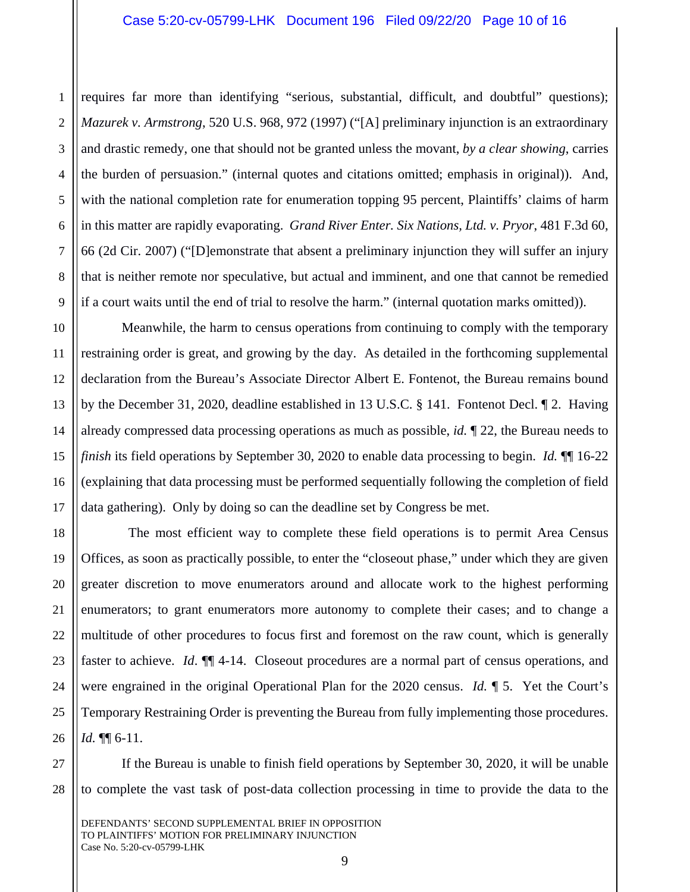requires far more than identifying "serious, substantial, difficult, and doubtful" questions); *Mazurek v. Armstrong*, 520 U.S. 968, 972 (1997) ("[A] preliminary injunction is an extraordinary and drastic remedy, one that should not be granted unless the movant, *by a clear showing*, carries the burden of persuasion." (internal quotes and citations omitted; emphasis in original)). And, with the national completion rate for enumeration topping 95 percent, Plaintiffs' claims of harm in this matter are rapidly evaporating. *Grand River Enter. Six Nations, Ltd. v. Pryor*, 481 F.3d 60, 66 (2d Cir. 2007) ("[D]emonstrate that absent a preliminary injunction they will suffer an injury that is neither remote nor speculative, but actual and imminent, and one that cannot be remedied if a court waits until the end of trial to resolve the harm." (internal quotation marks omitted)).

Meanwhile, the harm to census operations from continuing to comply with the temporary restraining order is great, and growing by the day. As detailed in the forthcoming supplemental declaration from the Bureau's Associate Director Albert E. Fontenot, the Bureau remains bound by the December 31, 2020, deadline established in 13 U.S.C. § 141. Fontenot Decl. ¶ 2. Having already compressed data processing operations as much as possible, *id.* ¶ 22, the Bureau needs to *finish* its field operations by September 30, 2020 to enable data processing to begin. *Id.* ¶¶ 16-22 (explaining that data processing must be performed sequentially following the completion of field data gathering). Only by doing so can the deadline set by Congress be met.

The most efficient way to complete these field operations is to permit Area Census Offices, as soon as practically possible, to enter the "closeout phase," under which they are given greater discretion to move enumerators around and allocate work to the highest performing enumerators; to grant enumerators more autonomy to complete their cases; and to change a multitude of other procedures to focus first and foremost on the raw count, which is generally faster to achieve. *Id*. ¶¶ 4-14. Closeout procedures are a normal part of census operations, and were engrained in the original Operational Plan for the 2020 census. *Id.* ¶ 5. Yet the Court's Temporary Restraining Order is preventing the Bureau from fully implementing those procedures. *Id.* ¶¶ 6-11.

If the Bureau is unable to finish field operations by September 30, 2020, it will be unable to complete the vast task of post-data collection processing in time to provide the data to the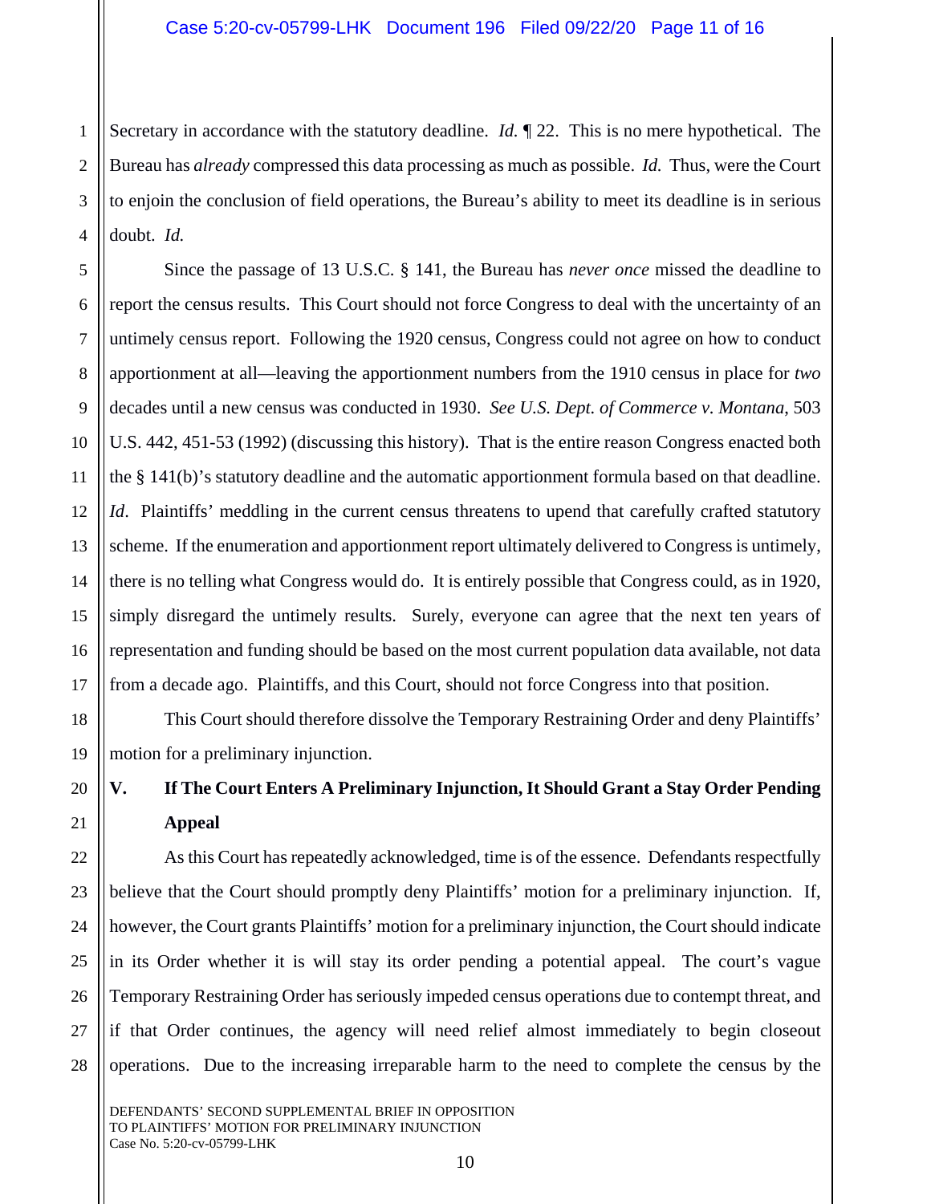Secretary in accordance with the statutory deadline. *Id.* ¶ 22. This is no mere hypothetical. The Bureau has *already* compressed this data processing as much as possible. *Id.* Thus, were the Court to enjoin the conclusion of field operations, the Bureau's ability to meet its deadline is in serious doubt. *Id.*

Since the passage of 13 U.S.C. § 141, the Bureau has *never once* missed the deadline to report the census results. This Court should not force Congress to deal with the uncertainty of an untimely census report. Following the 1920 census, Congress could not agree on how to conduct apportionment at all—leaving the apportionment numbers from the 1910 census in place for *two* decades until a new census was conducted in 1930. *See U.S. Dept. of Commerce v. Montana*, 503 U.S. 442, 451-53 (1992) (discussing this history). That is the entire reason Congress enacted both the § 141(b)'s statutory deadline and the automatic apportionment formula based on that deadline. *Id*. Plaintiffs' meddling in the current census threatens to upend that carefully crafted statutory scheme. If the enumeration and apportionment report ultimately delivered to Congress is untimely, there is no telling what Congress would do. It is entirely possible that Congress could, as in 1920, simply disregard the untimely results. Surely, everyone can agree that the next ten years of representation and funding should be based on the most current population data available, not data from a decade ago. Plaintiffs, and this Court, should not force Congress into that position.

This Court should therefore dissolve the Temporary Restraining Order and deny Plaintiffs' motion for a preliminary injunction.

## V. If The Court Enters A Preliminary Injunction, It Should Grant a Stay Order Pending Appeal

As this Court has repeatedly acknowledged, time is of the essence. Defendants respectfully believe that the Court should promptly deny Plaintiffs' motion for a preliminary injunction. If, however, the Court grants Plaintiffs' motion for a preliminary injunction, the Court should indicate in its Order whether it is will stay its order pending a potential appeal. The court's vague Temporary Restraining Order has seriously impeded census operations due to contempt threat, and if that Order continues, the agency will need relief almost immediately to begin closeout operations. Due to the increasing irreparable harm to the need to complete the census by the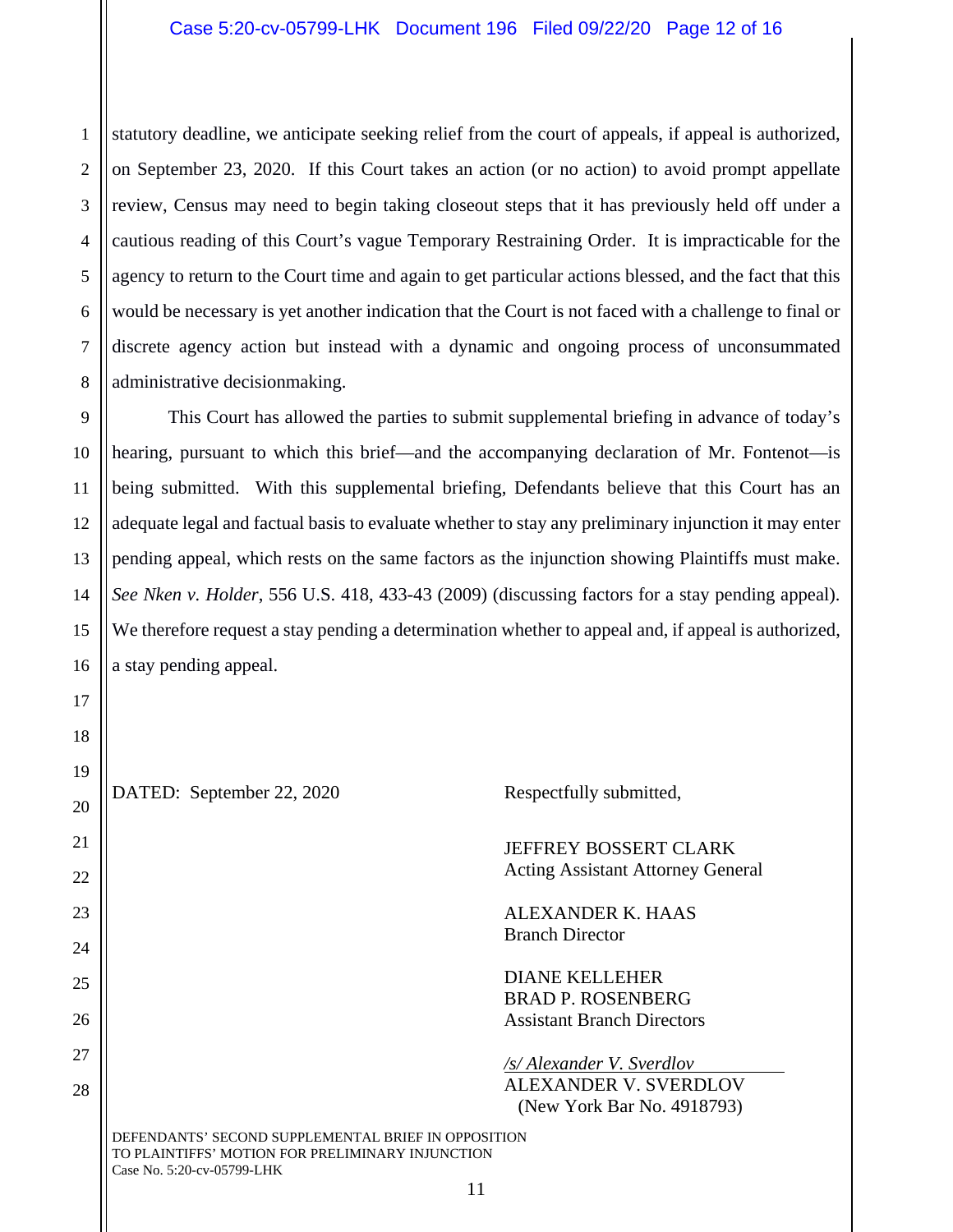statutory deadline, we anticipate seeking relief from the court of appeals, if appeal is authorized, on September 23, 2020. If this Court takes an action (or no action) to avoid prompt appellate review, Census may need to begin taking closeout steps that it has previously held off under a cautious reading of this Court's vague Temporary Restraining Order. It is impracticable for the agency to return to the Court time and again to get particular actions blessed, and the fact that this would be necessary is yet another indication that the Court is not faced with a challenge to final or discrete agency action but instead with a dynamic and ongoing process of unconsummated administrative decisionmaking.

This Court has allowed the parties to submit supplemental briefing in advance of today's hearing, pursuant to which this brief—and the accompanying declaration of Mr. Fontenot—is being submitted. With this supplemental briefing, Defendants believe that this Court has an adequate legal and factual basis to evaluate whether to stay any preliminary injunction it may enter pending appeal, which rests on the same factors as the injunction showing Plaintiffs must make. *See Nken v. Holder*, 556 U.S. 418, 433-43 (2009) (discussing factors for a stay pending appeal). We therefore request a stay pending a determination whether to appeal and, if appeal is authorized, a stay pending appeal.

DATED: September 22, 2020

Respectfully submitted,

JEFFREY BOSSERT CLARK
Acting Assistant Attorney General

ALEXANDER K. HAAS
Branch Director

DIANE KELLEHER
BRAD P. ROSENBERG
Assistant Branch Directors

*/s/ Alexander V. Sverdlov*
ALEXANDER V. SVERDLOV
(New York Bar No. 4918793)

DEFENDANTS' SECOND SUPPLEMENTAL BRIEF IN OPPOSITION TO PLAINTIFFS' MOTION FOR PRELIMINARY INJUNCTION
Case No. 5:20-cv-05799-LHK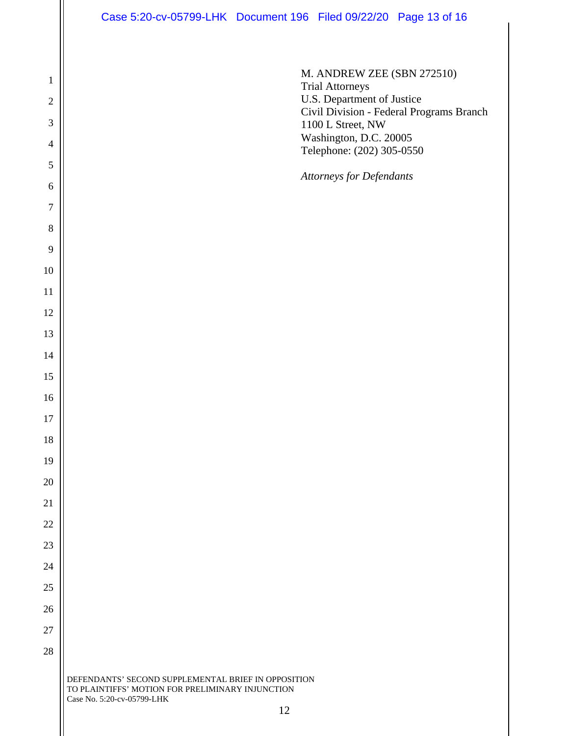M. ANDREW ZEE (SBN 272510)
Trial Attorneys
U.S. Department of Justice
Civil Division - Federal Programs Branch
1100 L Street, NW
Washington, D.C. 20005
Telephone: (202) 305-0550

*Attorneys for Defendants*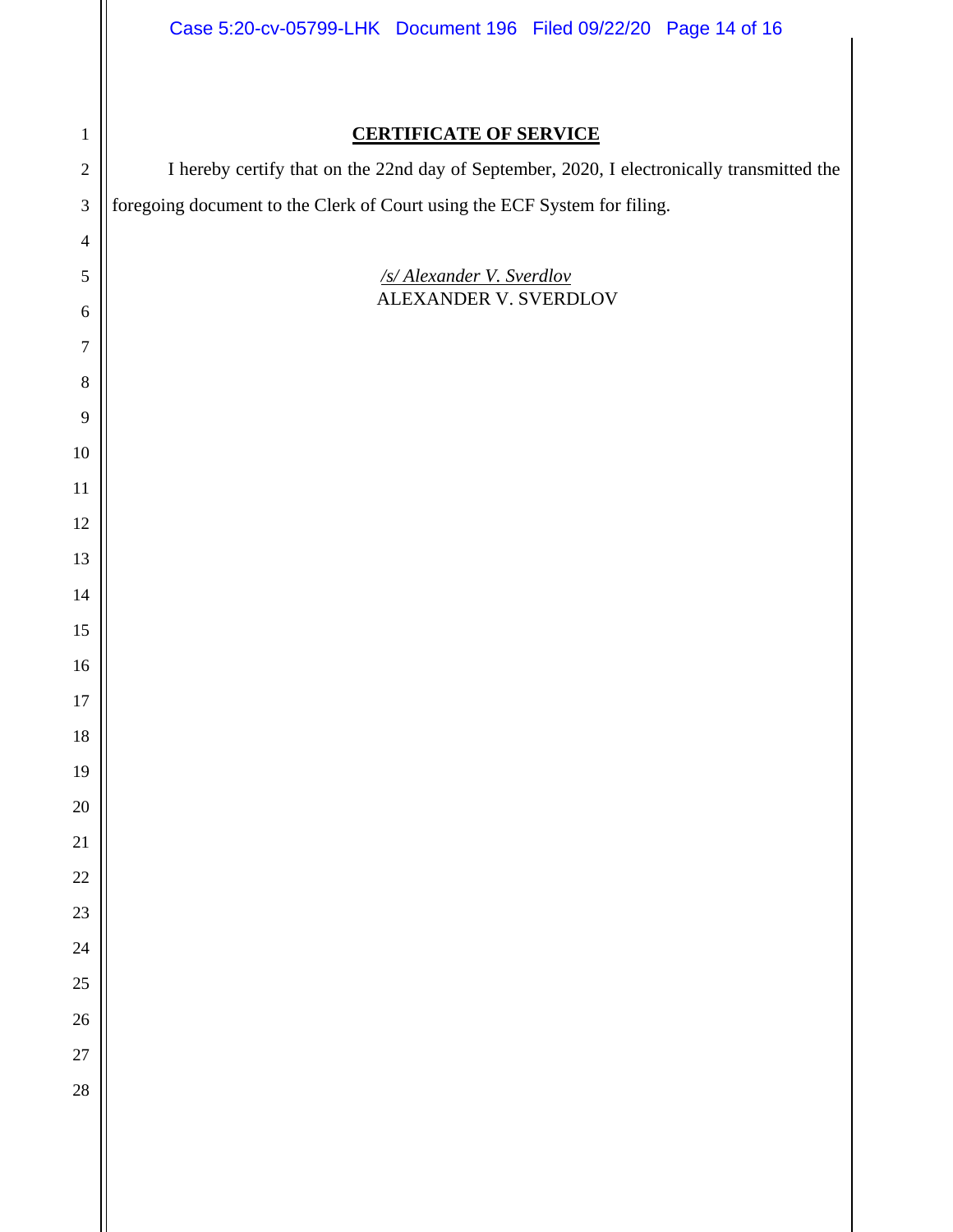**CERTIFICATE OF SERVICE**

I hereby certify that on the 22nd day of September, 2020, I electronically transmitted the foregoing document to the Clerk of Court using the ECF System for filing.

*/s/ Alexander V. Sverdlov*
ALEXANDER V. SVERDLOV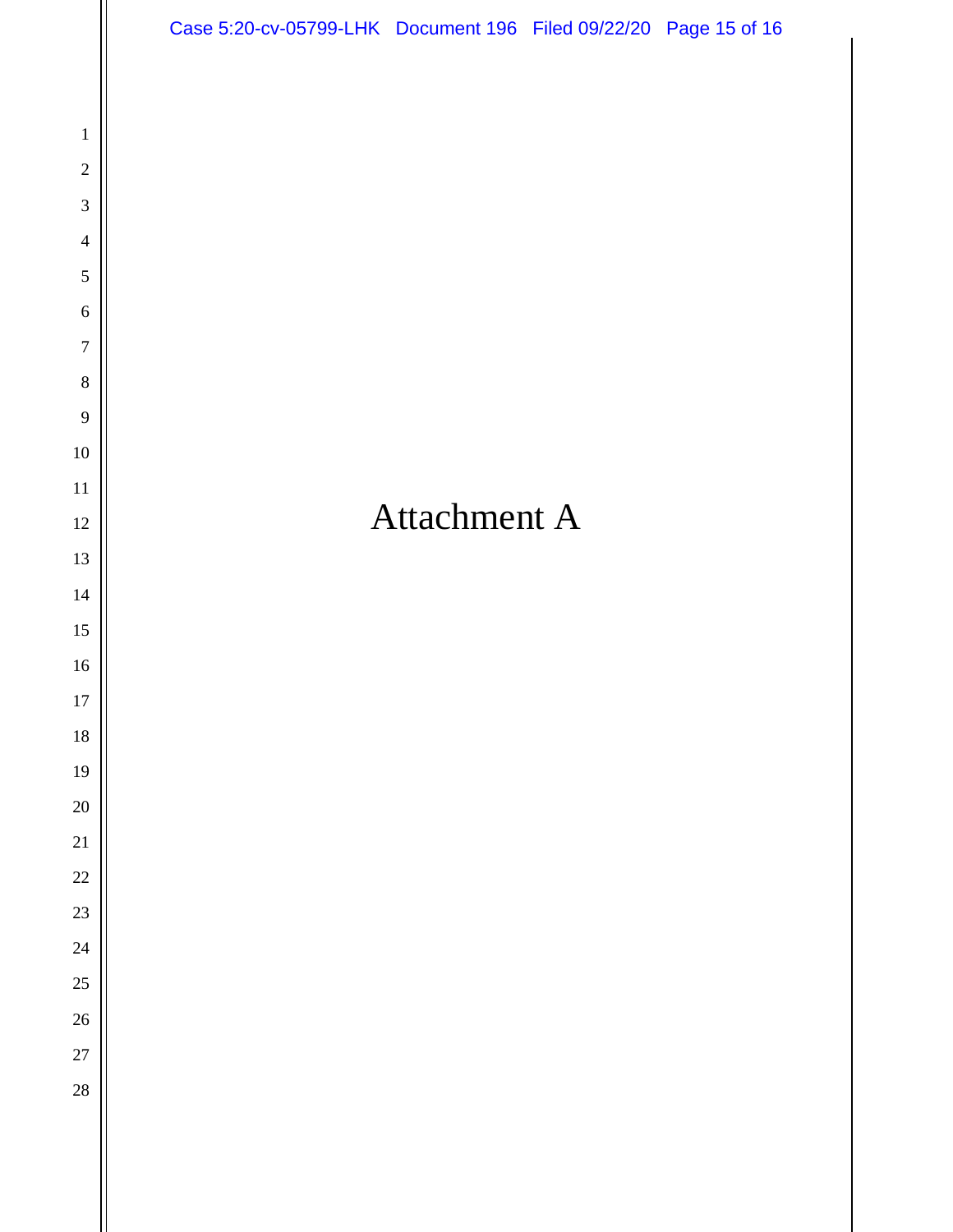# Attachment A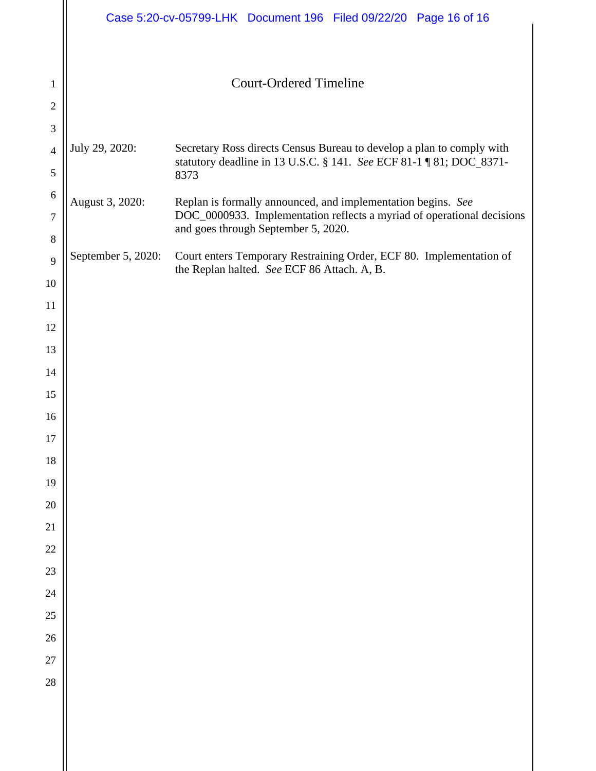# Court-Ordered Timeline

| | |
|---|---|
| July 29, 2020: | Secretary Ross directs Census Bureau to develop a plan to comply with statutory deadline in 13 U.S.C. § 141. *See* ECF 81-1 ¶ 81; DOC_8371-8373 |
| August 3, 2020: | Replan is formally announced, and implementation begins. *See* DOC_0000933. Implementation reflects a myriad of operational decisions and goes through September 5, 2020. |
| September 5, 2020: | Court enters Temporary Restraining Order, ECF 80. Implementation of the Replan halted. *See* ECF 86 Attach. A, B. |